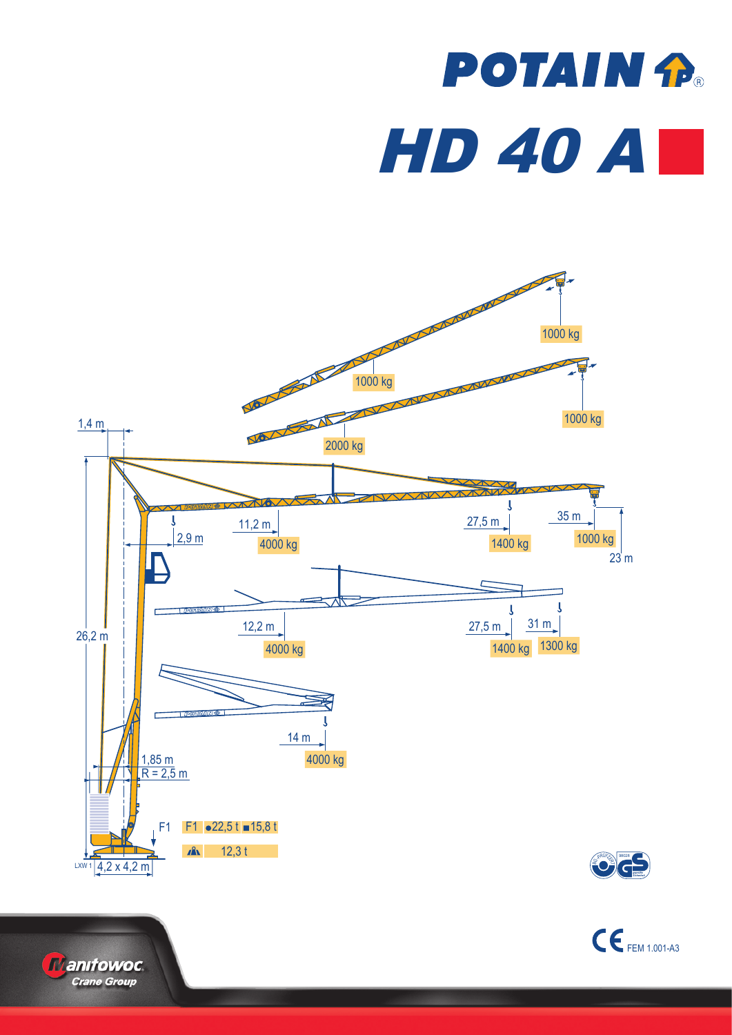# POTAIN

# HD 40 A

1,4 m

1000 kg

1000 kg

1000 kg

2000 kg

26,2 m

2,9 m

11,2 m

4000 kg

27,5 m

1400 kg

35 m

1000 kg

23 m

12,2 m

4000 kg

27,5 m

1400 kg

31 m

1300 kg

14 m

4000 kg

1,85 m

R = 2,5 m

F1

F1 ●22,5 t ■15,8 t

12,3 t

LXW 1 4,2 x 4,2 m

Manitowoc Crane Group

CE FEM 1.001-A3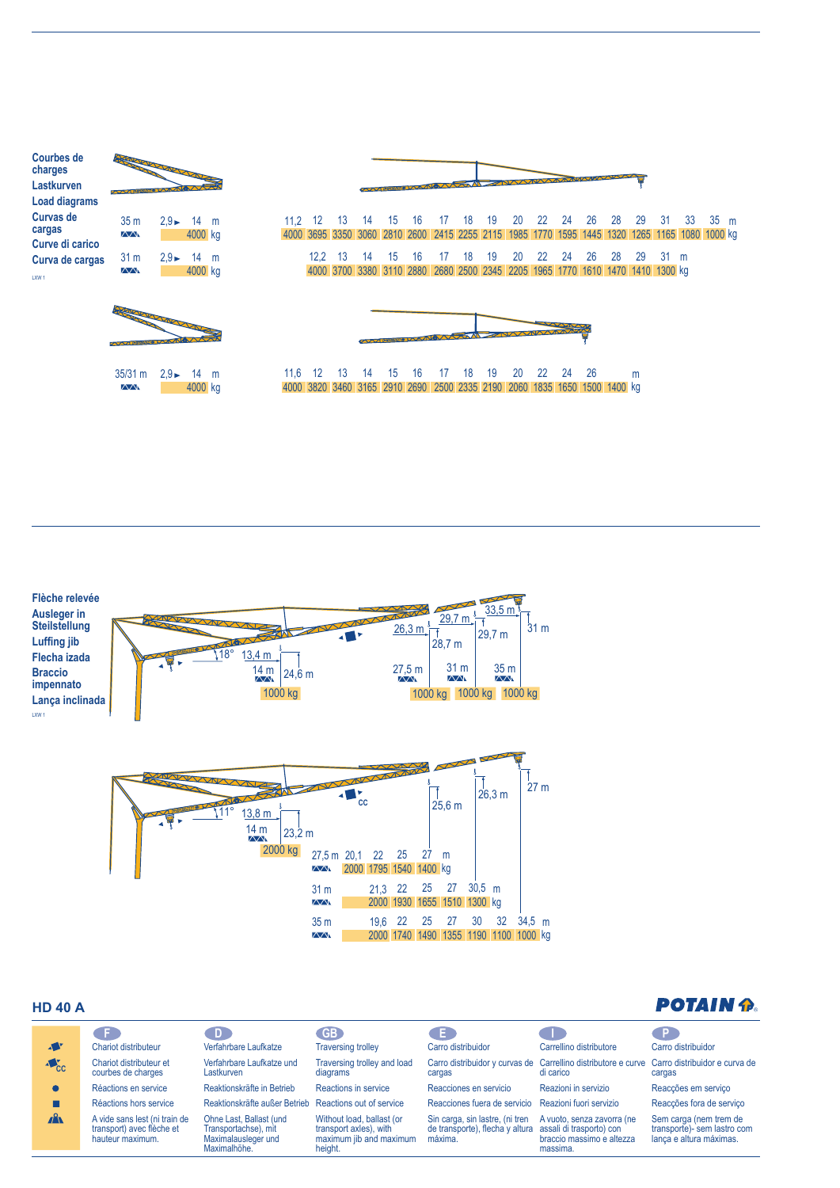## Courbes de charges / Lastkurven / Load diagrams / Curvas de cargas / Curve di carico / Curva de cargas

LXW 1

| Jib | 2,9 ► 14 m | | | | | | | | | | | | | | | | | | | | | |
|---|---|---|---|---|---|---|---|---|---|---|---|---|---|---|---|---|---|---|---|---|---|---|
| 35 m | m | 11,2 | 12 | 13 | 14 | 15 | 16 | 17 | 18 | 19 | 20 | 22 | 24 | 26 | 28 | 29 | 31 | 33 | 35 |
| | 4000 kg | 4000 | 3695 | 3350 | 3060 | 2810 | 2600 | 2415 | 2255 | 2115 | 1985 | 1770 | 1595 | 1445 | 1320 | 1265 | 1165 | 1080 | 1000 |

| Jib | 2,9 ► 14 m | | | | | | | | | | | | | | | | | |
|---|---|---|---|---|---|---|---|---|---|---|---|---|---|---|---|---|---|---|
| 31 m | m | 12,2 | 13 | 14 | 15 | 16 | 17 | 18 | 19 | 20 | 22 | 24 | 26 | 28 | 29 | 31 |
| | 4000 kg | 4000 | 3700 | 3380 | 3110 | 2880 | 2680 | 2500 | 2345 | 2205 | 1965 | 1770 | 1610 | 1470 | 1410 | 1300 |

| Jib | 2,9 ► 14 m | | | | | | | | | | | | | | | |
|---|---|---|---|---|---|---|---|---|---|---|---|---|---|---|---|---|
| 35/31 m | m | 11,6 | 12 | 13 | 14 | 15 | 16 | 17 | 18 | 19 | 20 | 22 | 24 | 26 | |
| | 4000 kg | 4000 | 3820 | 3460 | 3165 | 2910 | 2690 | 2500 | 2335 | 2190 | 2060 | 1835 | 1650 | 1500 | 1400 |

## Flèche relevée / Ausleger in Steilstellung / Luffing jib / Flecha izada / Braccio impennato / Lança inclinada

LXW 1

18°: 13,4 m – 14 m – 24,6 m – 1000 kg

| Jib | 27,5 m | 31 m | 35 m |
|---|---|---|---|
| Radius | 26,3 m | 29,7 m | 33,5 m |
| Height | 28,7 m | 29,7 m | 31 m |
| Load | 1000 kg | 1000 kg | 1000 kg |

11°: 13,8 m – 14 m – 23,2 m – 2000 kg (cc)

Heights: 25,6 m – 26,3 m – 27 m

| Jib | m | | | | | | | |
|---|---|---|---|---|---|---|---|---|
| 27,5 m | m | 20,1 | 22 | 25 | 27 | | | |
| | kg | 2000 | 1795 | 1540 | 1400 | | | |
| 31 m | m | 21,3 | 22 | 25 | 27 | 30,5 | | |
| | kg | 2000 | 1930 | 1655 | 1510 | 1300 | | |
| 35 m | m | 19,6 | 22 | 25 | 27 | 30 | 32 | 34,5 |
| | kg | 2000 | 1740 | 1490 | 1355 | 1190 | 1100 | 1000 |

## HD 40 A

POTAIN

| | F | D | GB | E | I | P |
|---|---|---|---|---|---|---|
| Trolley | Chariot distributeur | Verfahrbare Laufkatze | Traversing trolley | Carro distribuidor | Carrellino distributore | Carro distribuidor |
| CC | Chariot distributeur et courbes de charges | Verfahrbare Laufkatze und Lastkurven | Traversing trolley and load diagrams | Carro distribuidor y curvas de cargas | Carrellino distributore e curve di carico | Carro distribuidor e curva de cargas |
| ● | Réactions en service | Reaktionskräfte in Betrieb | Reactions in service | Reacciones en servicio | Reazioni in servizio | Reacções em serviço |
| ■ | Réactions hors service | Reaktionskräfte außer Betrieb | Reactions out of service | Reacciones fuera de servicio | Reazioni fuori servizio | Reacções fora de serviço |
| Transport | A vide sans lest (ni train de transport) avec flèche et hauteur maximum. | Ohne Last, Ballast (und Transportachse), mit Maximalausleger und Maximalhöhe. | Without load, ballast (or transport axles), with maximum jib and maximum height. | Sin carga, sin lastre, (ni tren de transporte), flecha y altura máxima. | A vuoto, senza zavorra (ne assali di trasporto) con braccio massimo e altezza massima. | Sem carga (nem trem de transporte)- sem lastro com lança e altura máximas. |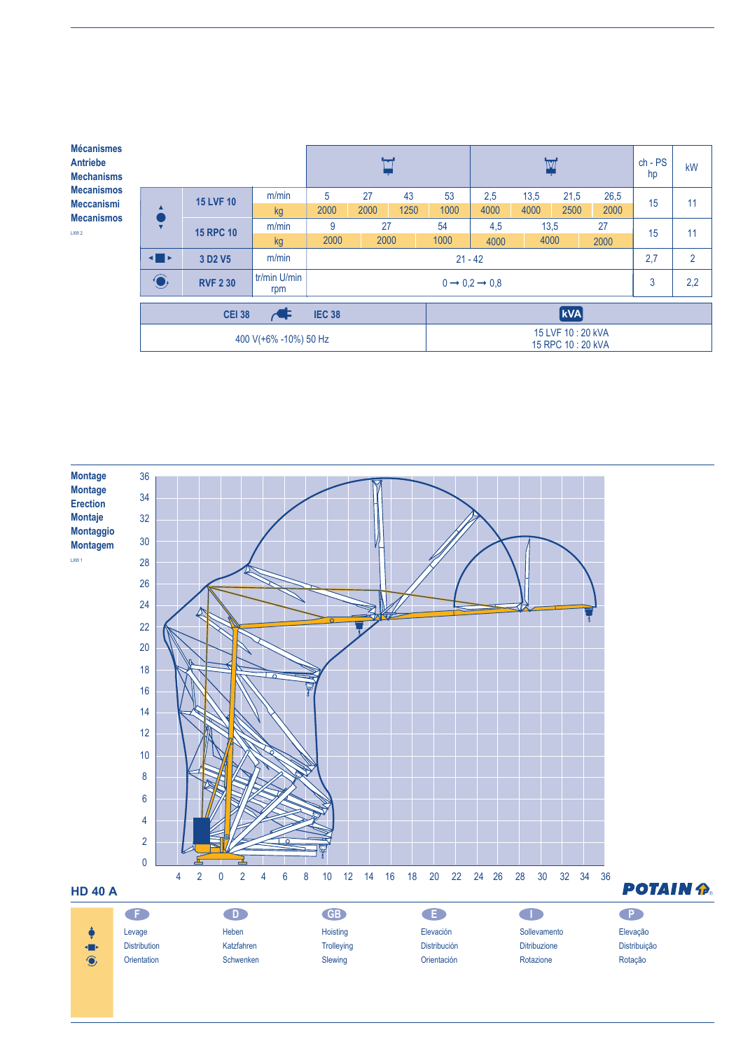**Mécanismes**
**Antriebe**
**Mechanisms**
**Mecanismos**
**Meccanismi**
**Mecanismos**

LXW 2

| | | | | | | | | | | | ch - PS hp | kW |
|---|---|---|---|---|---|---|---|---|---|---|---|---|
| ▲●▼ | 15 LVF 10 | m/min | 5 | 27 | 43 | 53 | 2,5 | 13,5 | 21,5 | 26,5 | 15 | 11 |
| | | kg | 2000 | 2000 | 1250 | 1000 | 4000 | 4000 | 2500 | 2000 | | |
| | 15 RPC 10 | m/min | 9 | 27 | | 54 | 4,5 | 13,5 | | 27 | 15 | 11 |
| | | kg | 2000 | 2000 | | 1000 | 4000 | 4000 | | 2000 | | |
| ◄■► | 3 D2 V5 | m/min | 21 - 42 | | | | | | | | 2,7 | 2 |
| | RVF 2 30 | tr/min U/min rpm | 0 → 0,2 → 0,8 | | | | | | | | 3 | 2,2 |

| CEI 38 — IEC 38 | kVA |
|---|---|
| 400 V(+6% -10%) 50 Hz | 15 LVF 10 : 20 kVA<br>15 RPC 10 : 20 kVA |

**Montage**
**Montage**
**Erection**
**Montaje**
**Montaggio**
**Montagem**

LXW 1

## HD 40 A

POTAIN

| F | D | GB | E | I | P |
|---|---|---|---|---|---|
| Levage | Heben | Hoisting | Elevación | Sollevamento | Elevação |
| Distribution | Katzfahren | Trolleying | Distribución | Ditribuzione | Distribuição |
| Orientation | Schwenken | Slewing | Orientación | Rotazione | Rotação |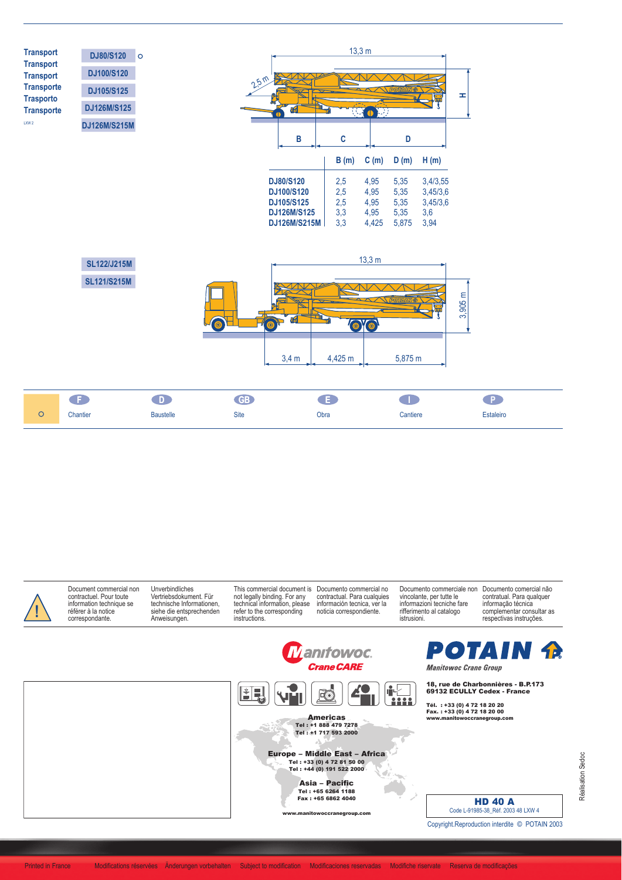**Transport**
**Transport**
**Transport**
**Transporte**
**Trasporto**
**Transporte**

LXW 2

DJ80/S120 ○
DJ100/S120
DJ105/S125
DJ126M/S125
DJ126M/S215M

13,3 m
2,5 m
H
B
C
D

| | B (m) | C (m) | D (m) | H (m) |
|---|---|---|---|---|
| **DJ80/S120** | 2,5 | 4,95 | 5,35 | 3,4/3,55 |
| **DJ100/S120** | 2,5 | 4,95 | 5,35 | 3,45/3,6 |
| **DJ105/S125** | 2,5 | 4,95 | 5,35 | 3,45/3,6 |
| **DJ126M/S125** | 3,3 | 4,95 | 5,35 | 3,6 |
| **DJ126M/S215M** | 3,3 | 4,425 | 5,875 | 3,94 |

SL122/J215M
SL121/S215M

13,3 m
3,905 m
3,4 m
4,425 m
5,875 m

| | F | D | GB | E | I | P |
|---|---|---|---|---|---|---|
| ○ | Chantier | Baustelle | Site | Obra | Cantiere | Estaleiro |

Document commercial non contractuel. Pour toute information technique se référer à la notice correspondante.

Unverbindliches Vertriebsdokument. Für technische Informationen, siehe die entsprechenden Anweisungen.

This commercial document is not legally binding. For any technical information, please refer to the corresponding instructions.

Documento commercial no contractual. Para cualquies información tecnica, ver la noticia correspondiente.

Documento commerciale non vincolante, per tutte le informazioni tecniche fare rifferimento al catalogo istrusioni.

Documento comercial não contratual. Para qualquer informação técnica complementar consultar as respectivas instruções.

Manitowoc Crane CARE

POTAIN
Manitowoc Crane Group

18, rue de Charbonnières - B.P.173
69132 ECULLY Cedex - France

Tél. : +33 (0) 4 72 18 20 20
Fax. : +33 (0) 4 72 18 20 00
www.manitowoccranegroup.com

**Americas**
Tel : +1 888 479 7278
Tel : +1 717 593 2000

**Europe – Middle East – Africa**
Tel : +33 (0) 4 72 81 50 00
Tel : +44 (0) 191 522 2000

**Asia – Pacific**
Tel : +65 6264 1188
Fax : +65 6862 4040

www.manitowoccranegroup.com

**HD 40 A**
Code L-91985-38_Réf. 2003 48 LXW 4

Copyright.Reproduction interdite © POTAIN 2003

Réalisation Sedoc

Printed in France Modifications réservées Änderungen vorbehalten Subject to modification Modificaciones reservadas Modifiche riservate Reserva de modificações